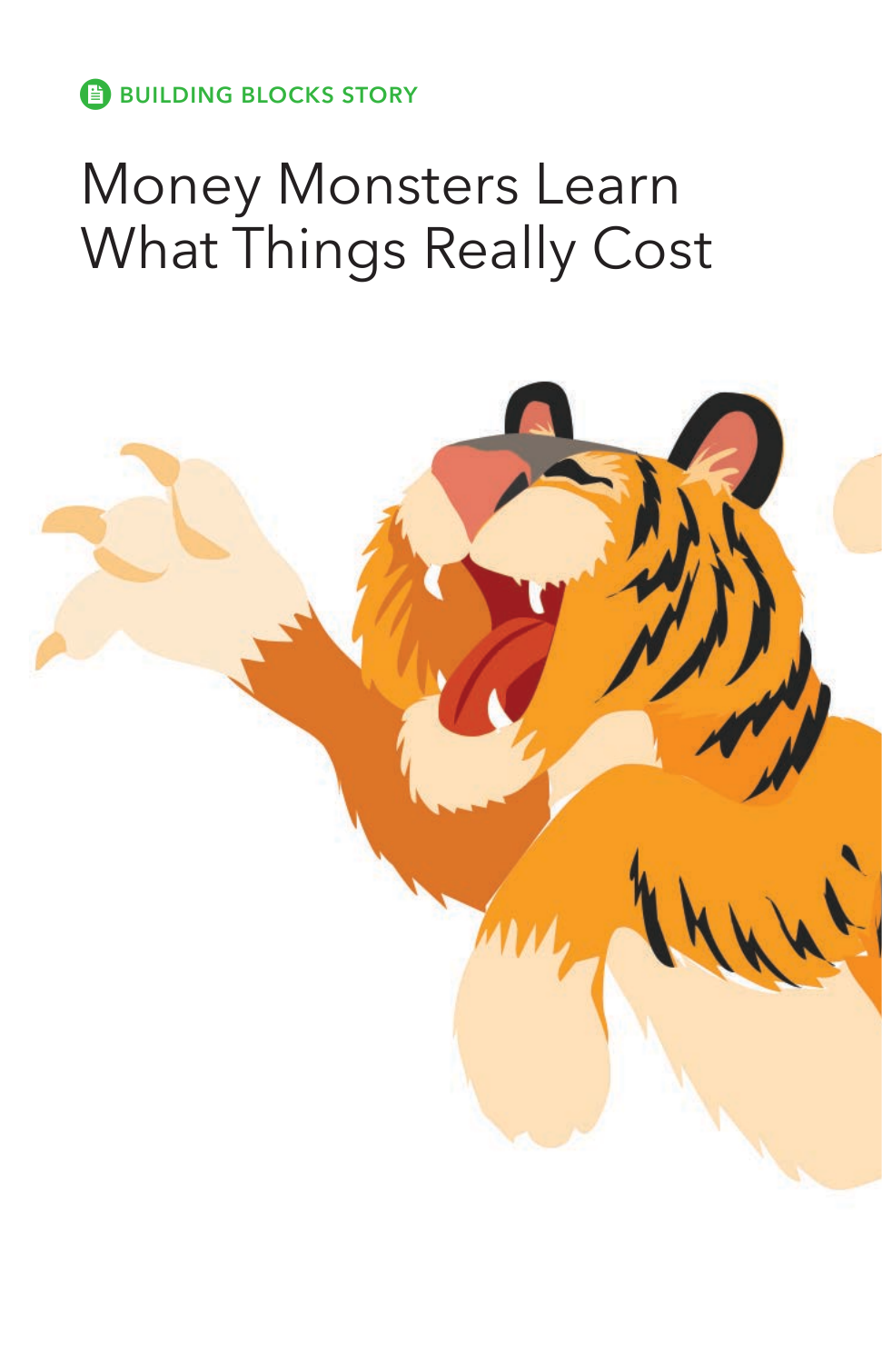BUILDING BLOCKS STORY

# Money Monsters Learn What Things Really Cost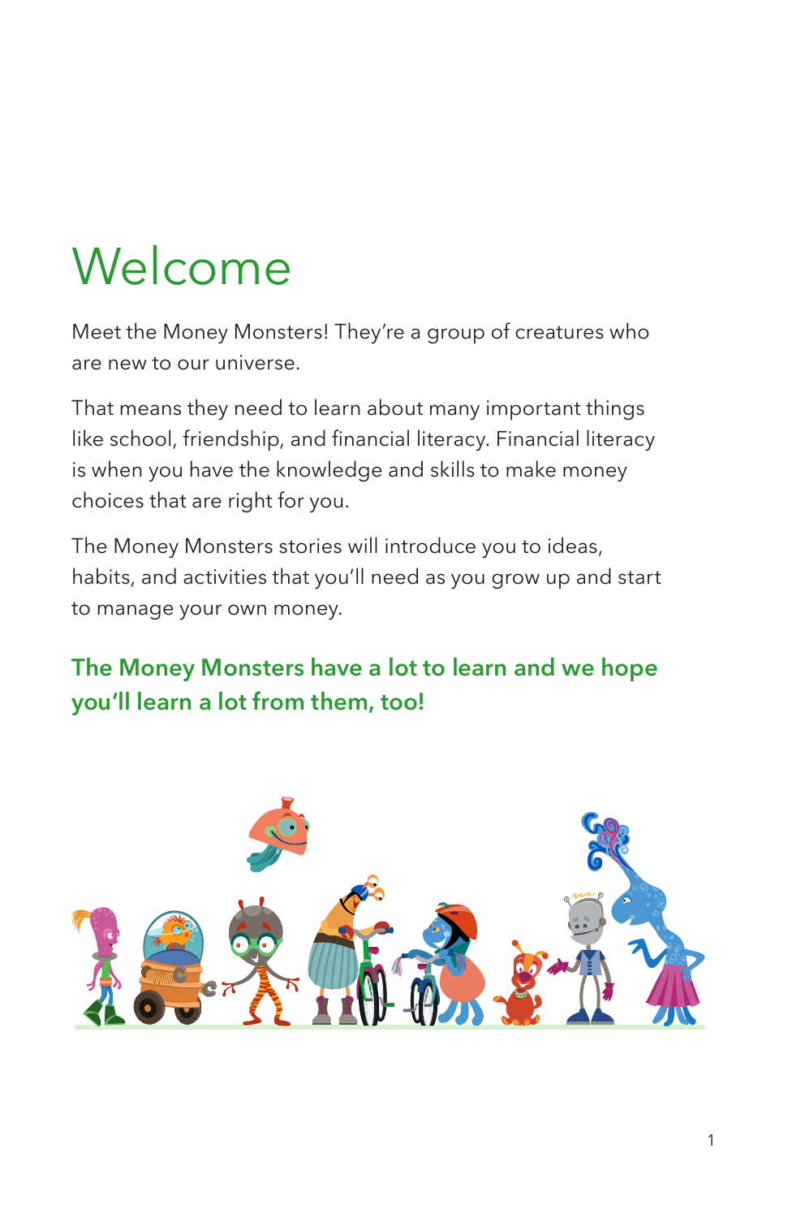# Welcome

Meet the Money Monsters! They're a group of creatures who are new to our universe.

That means they need to learn about many important things like school, friendship, and financial literacy. Financial literacy is when you have the knowledge and skills to make money choices that are right for you.

The Money Monsters stories will introduce you to ideas, habits, and activities that you'll need as you grow up and start to manage your own money.

**The Money Monsters have a lot to learn and we hope you'll learn a lot from them, too!**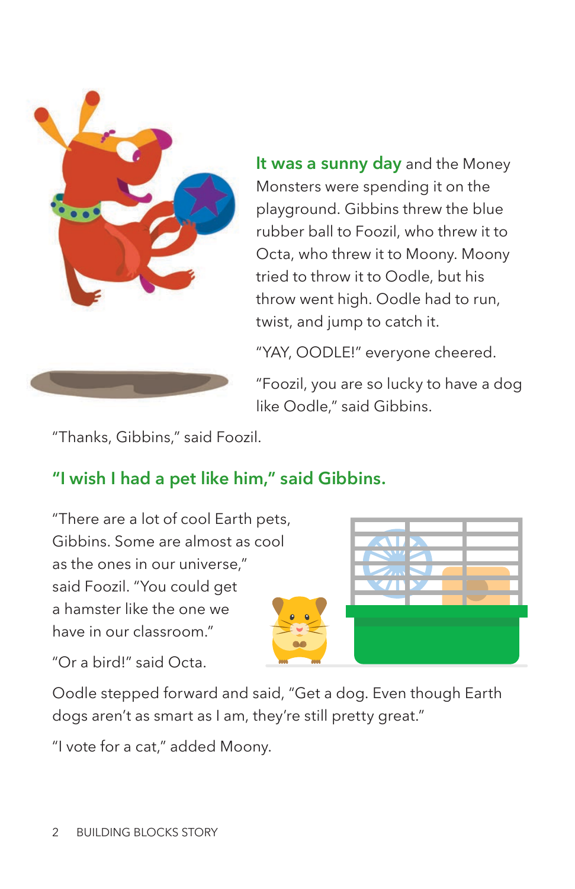**It was a sunny day** and the Money Monsters were spending it on the playground. Gibbins threw the blue rubber ball to Foozil, who threw it to Octa, who threw it to Moony. Moony tried to throw it to Oodle, but his throw went high. Oodle had to run, twist, and jump to catch it.

"YAY, OODLE!" everyone cheered.

"Foozil, you are so lucky to have a dog like Oodle," said Gibbins.

"Thanks, Gibbins," said Foozil.

**"I wish I had a pet like him," said Gibbins.**

"There are a lot of cool Earth pets, Gibbins. Some are almost as cool as the ones in our universe," said Foozil. "You could get a hamster like the one we have in our classroom."

"Or a bird!" said Octa.

Oodle stepped forward and said, "Get a dog. Even though Earth dogs aren't as smart as I am, they're still pretty great."

"I vote for a cat," added Moony.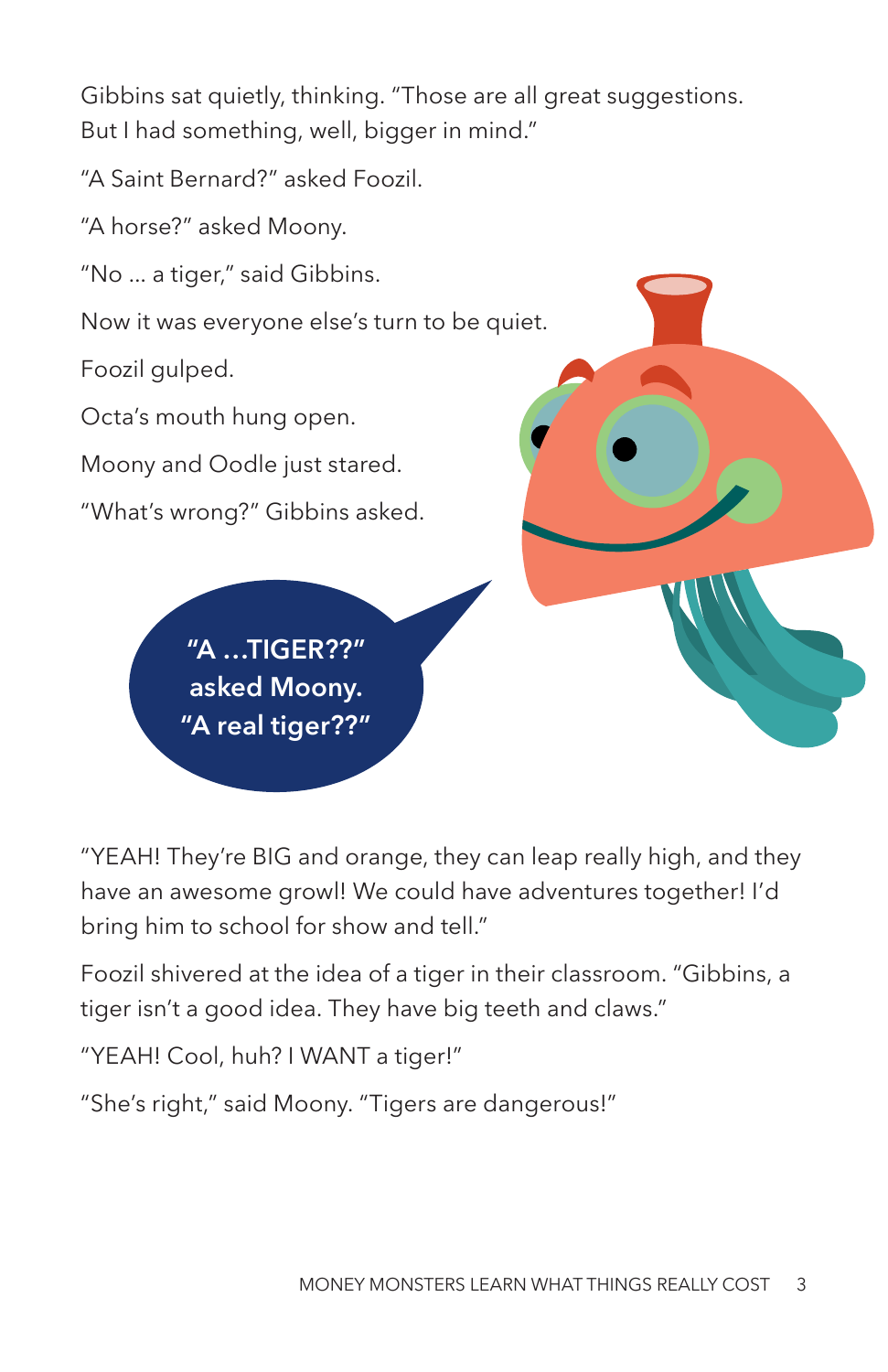Gibbins sat quietly, thinking. "Those are all great suggestions. But I had something, well, bigger in mind."

"A Saint Bernard?" asked Foozil.

"A horse?" asked Moony.

"No ... a tiger," said Gibbins.

Now it was everyone else's turn to be quiet.

Foozil gulped.

Octa's mouth hung open.

Moony and Oodle just stared.

"What's wrong?" Gibbins asked.

**"A ...TIGER??" asked Moony. "A real tiger??"**

"YEAH! They're BIG and orange, they can leap really high, and they have an awesome growl! We could have adventures together! I'd bring him to school for show and tell."

Foozil shivered at the idea of a tiger in their classroom. "Gibbins, a tiger isn't a good idea. They have big teeth and claws."

"YEAH! Cool, huh? I WANT a tiger!"

"She's right," said Moony. "Tigers are dangerous!"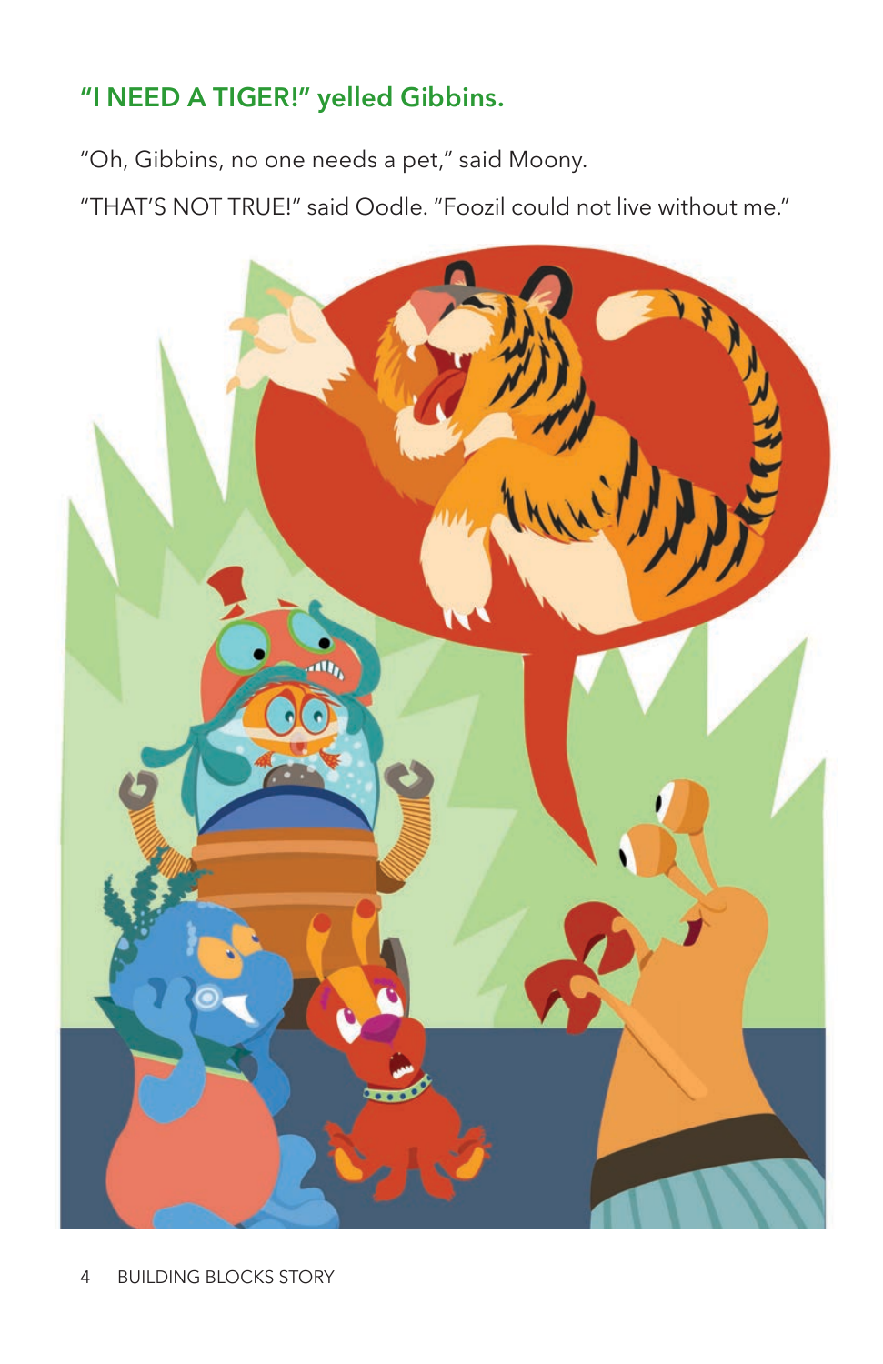**"I NEED A TIGER!" yelled Gibbins.**

"Oh, Gibbins, no one needs a pet," said Moony.

"THAT'S NOT TRUE!" said Oodle. "Foozil could not live without me."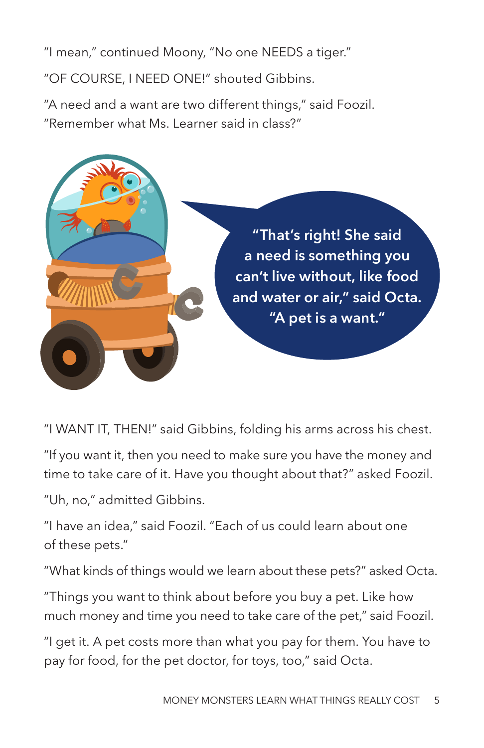"I mean," continued Moony, "No one NEEDS a tiger."

"OF COURSE, I NEED ONE!" shouted Gibbins.

"A need and a want are two different things," said Foozil. "Remember what Ms. Learner said in class?"

**"That's right! She said a need is something you can't live without, like food and water or air," said Octa. "A pet is a want."**

"I WANT IT, THEN!" said Gibbins, folding his arms across his chest.

"If you want it, then you need to make sure you have the money and time to take care of it. Have you thought about that?" asked Foozil.

"Uh, no," admitted Gibbins.

"I have an idea," said Foozil. "Each of us could learn about one of these pets."

"What kinds of things would we learn about these pets?" asked Octa.

"Things you want to think about before you buy a pet. Like how much money and time you need to take care of the pet," said Foozil.

"I get it. A pet costs more than what you pay for them. You have to pay for food, for the pet doctor, for toys, too," said Octa.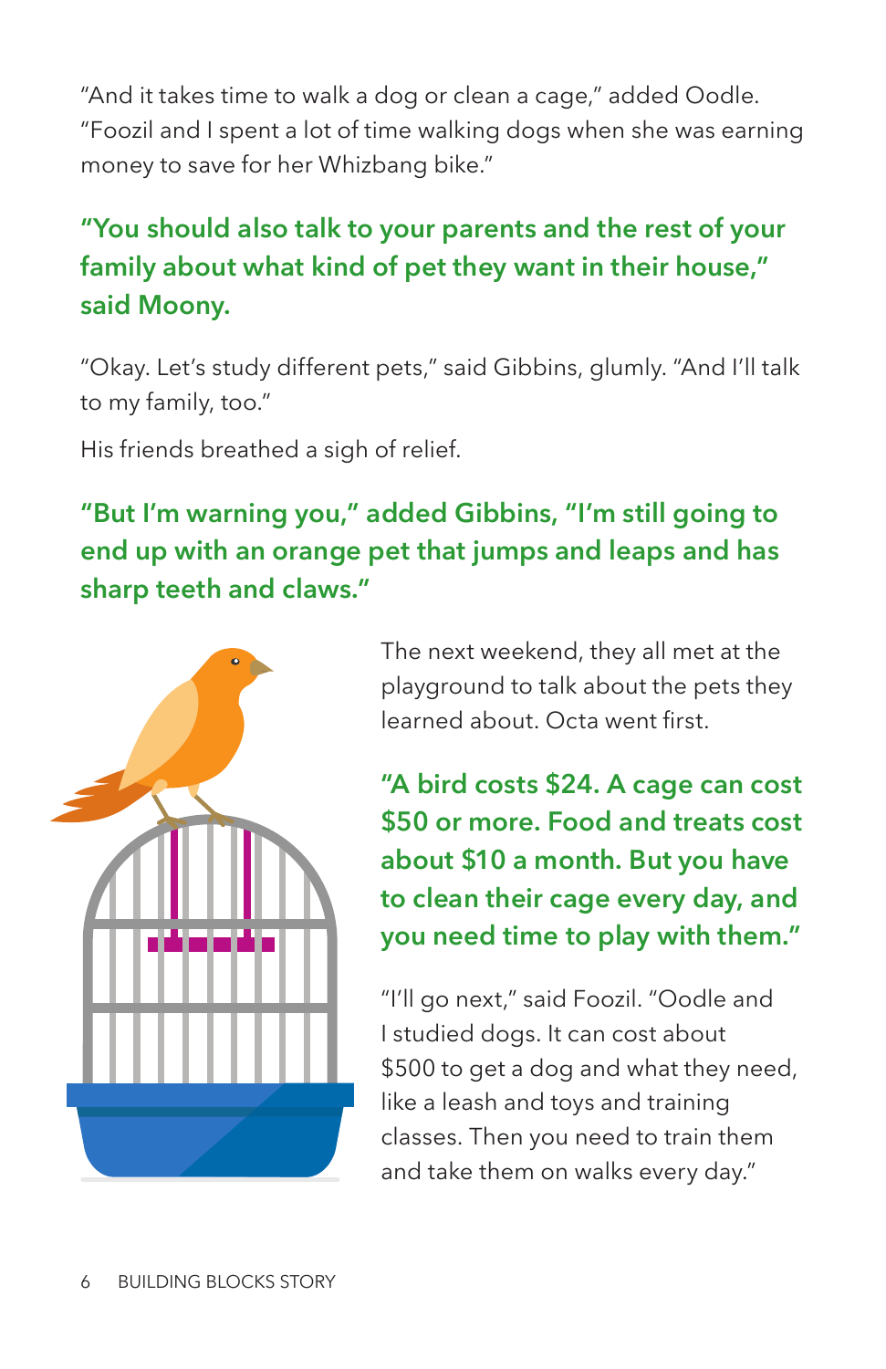"And it takes time to walk a dog or clean a cage," added Oodle. "Foozil and I spent a lot of time walking dogs when she was earning money to save for her Whizbang bike."

**"You should also talk to your parents and the rest of your family about what kind of pet they want in their house," said Moony.**

"Okay. Let's study different pets," said Gibbins, glumly. "And I'll talk to my family, too."

His friends breathed a sigh of relief.

**"But I'm warning you," added Gibbins, "I'm still going to end up with an orange pet that jumps and leaps and has sharp teeth and claws."**

The next weekend, they all met at the playground to talk about the pets they learned about. Octa went first.

**"A bird costs $24. A cage can cost $50 or more. Food and treats cost about $10 a month. But you have to clean their cage every day, and you need time to play with them."**

"I'll go next," said Foozil. "Oodle and I studied dogs. It can cost about $500 to get a dog and what they need, like a leash and toys and training classes. Then you need to train them and take them on walks every day."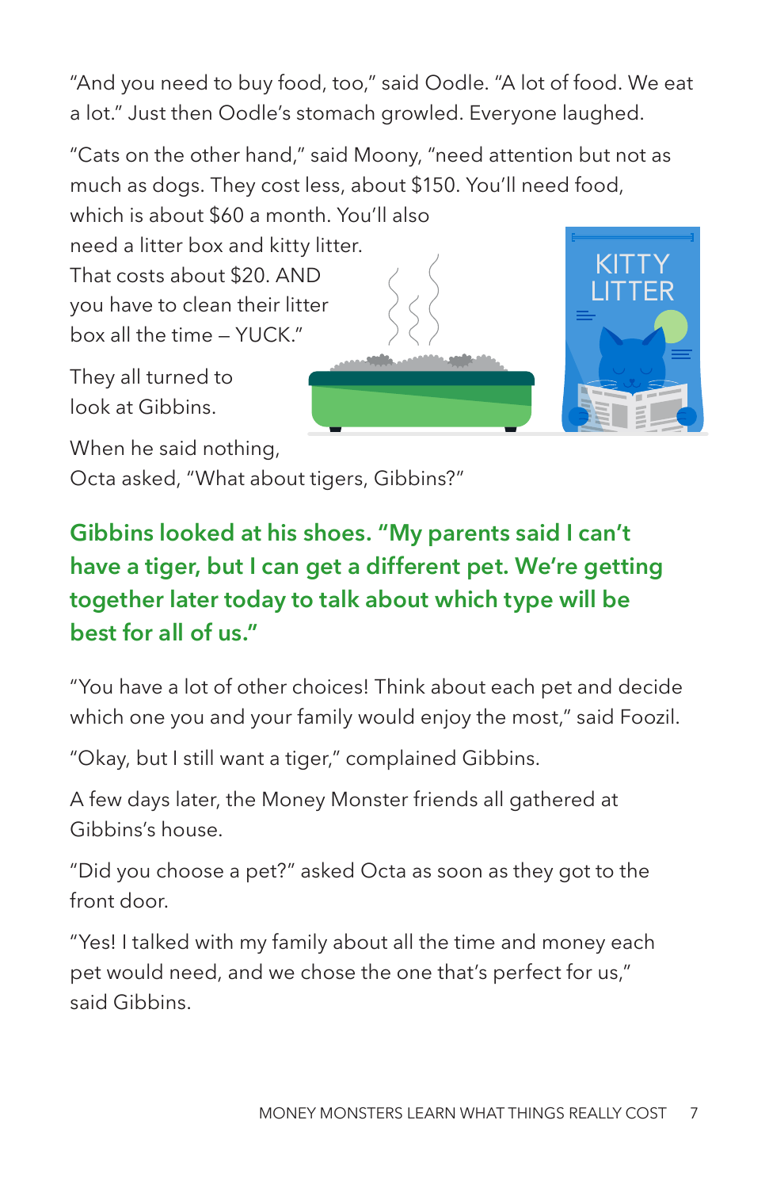"And you need to buy food, too," said Oodle. "A lot of food. We eat a lot." Just then Oodle's stomach growled. Everyone laughed.

"Cats on the other hand," said Moony, "need attention but not as much as dogs. They cost less, about $150. You'll need food, which is about $60 a month. You'll also need a litter box and kitty litter. That costs about $20. AND you have to clean their litter box all the time – YUCK."

They all turned to look at Gibbins.

When he said nothing, Octa asked, "What about tigers, Gibbins?"

**Gibbins looked at his shoes. "My parents said I can't have a tiger, but I can get a different pet. We're getting together later today to talk about which type will be best for all of us."**

"You have a lot of other choices! Think about each pet and decide which one you and your family would enjoy the most," said Foozil.

"Okay, but I still want a tiger," complained Gibbins.

A few days later, the Money Monster friends all gathered at Gibbins's house.

"Did you choose a pet?" asked Octa as soon as they got to the front door.

"Yes! I talked with my family about all the time and money each pet would need, and we chose the one that's perfect for us," said Gibbins.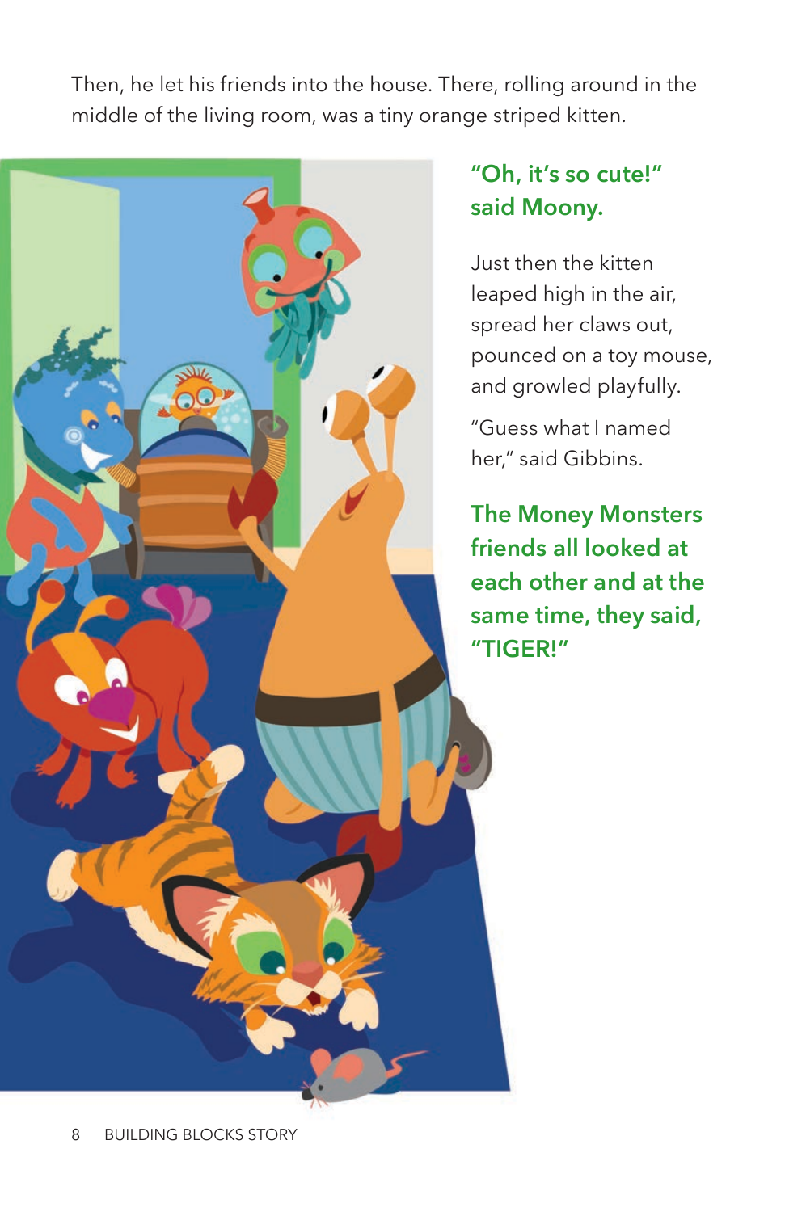Then, he let his friends into the house. There, rolling around in the middle of the living room, was a tiny orange striped kitten.

**"Oh, it's so cute!" said Moony.**

Just then the kitten leaped high in the air, spread her claws out, pounced on a toy mouse, and growled playfully.

"Guess what I named her," said Gibbins.

**The Money Monsters friends all looked at each other and at the same time, they said, "TIGER!"**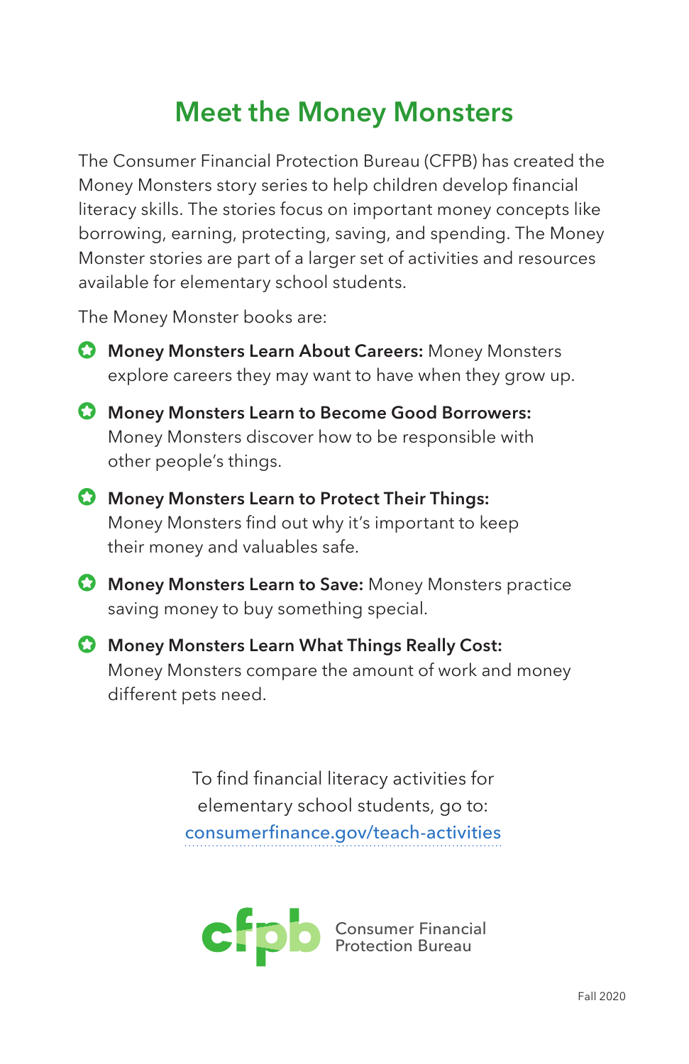# Meet the Money Monsters

The Consumer Financial Protection Bureau (CFPB) has created the Money Monsters story series to help children develop financial literacy skills. The stories focus on important money concepts like borrowing, earning, protecting, saving, and spending. The Money Monster stories are part of a larger set of activities and resources available for elementary school students.

The Money Monster books are:

- **Money Monsters Learn About Careers:** Money Monsters explore careers they may want to have when they grow up.
- **Money Monsters Learn to Become Good Borrowers:** Money Monsters discover how to be responsible with other people's things.
- **Money Monsters Learn to Protect Their Things:** Money Monsters find out why it's important to keep their money and valuables safe.
- **Money Monsters Learn to Save:** Money Monsters practice saving money to buy something special.
- **Money Monsters Learn What Things Really Cost:** Money Monsters compare the amount of work and money different pets need.

To find financial literacy activities for elementary school students, go to: consumerfinance.gov/teach-activities

cfpb Consumer Financial Protection Bureau

Fall 2020